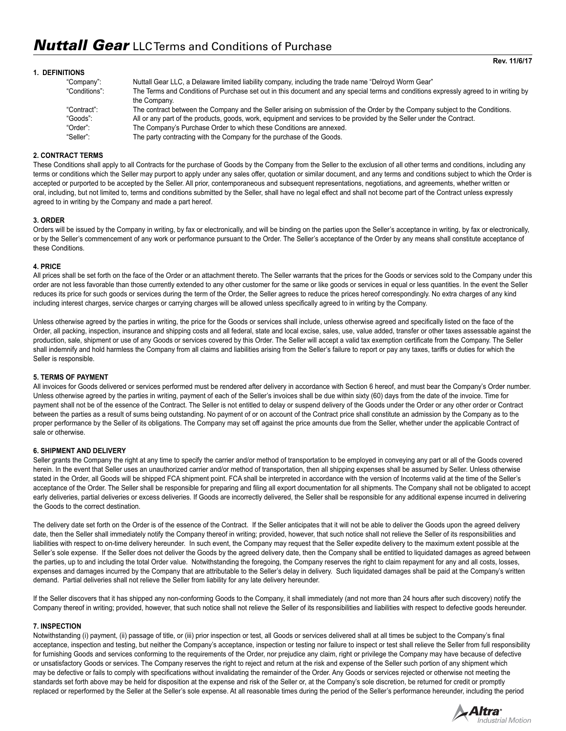# *Nuttall Gear* LLC Terms and Conditions of Purchase

**Rev. 11/6/17**

## 1. DEFINITIONS

| | |
|---|---|
| "Company": | Nuttall Gear LLC, a Delaware limited liability company, including the trade name "Delroyd Worm Gear" |
| "Conditions": | The Terms and Conditions of Purchase set out in this document and any special terms and conditions expressly agreed to in writing by the Company. |
| "Contract": | The contract between the Company and the Seller arising on submission of the Order by the Company subject to the Conditions. |
| "Goods": | All or any part of the products, goods, work, equipment and services to be provided by the Seller under the Contract. |
| "Order": | The Company's Purchase Order to which these Conditions are annexed. |
| "Seller": | The party contracting with the Company for the purchase of the Goods. |

## 2. CONTRACT TERMS

These Conditions shall apply to all Contracts for the purchase of Goods by the Company from the Seller to the exclusion of all other terms and conditions, including any terms or conditions which the Seller may purport to apply under any sales offer, quotation or similar document, and any terms and conditions subject to which the Order is accepted or purported to be accepted by the Seller. All prior, contemporaneous and subsequent representations, negotiations, and agreements, whether written or oral, including, but not limited to, terms and conditions submitted by the Seller, shall have no legal effect and shall not become part of the Contract unless expressly agreed to in writing by the Company and made a part hereof.

## 3. ORDER

Orders will be issued by the Company in writing, by fax or electronically, and will be binding on the parties upon the Seller's acceptance in writing, by fax or electronically, or by the Seller's commencement of any work or performance pursuant to the Order. The Seller's acceptance of the Order by any means shall constitute acceptance of these Conditions.

## 4. PRICE

All prices shall be set forth on the face of the Order or an attachment thereto. The Seller warrants that the prices for the Goods or services sold to the Company under this order are not less favorable than those currently extended to any other customer for the same or like goods or services in equal or less quantities. In the event the Seller reduces its price for such goods or services during the term of the Order, the Seller agrees to reduce the prices hereof correspondingly. No extra charges of any kind including interest charges, service charges or carrying charges will be allowed unless specifically agreed to in writing by the Company.

Unless otherwise agreed by the parties in writing, the price for the Goods or services shall include, unless otherwise agreed and specifically listed on the face of the Order, all packing, inspection, insurance and shipping costs and all federal, state and local excise, sales, use, value added, transfer or other taxes assessable against the production, sale, shipment or use of any Goods or services covered by this Order. The Seller will accept a valid tax exemption certificate from the Company. The Seller shall indemnify and hold harmless the Company from all claims and liabilities arising from the Seller's failure to report or pay any taxes, tariffs or duties for which the Seller is responsible.

## 5. TERMS OF PAYMENT

All invoices for Goods delivered or services performed must be rendered after delivery in accordance with Section 6 hereof, and must bear the Company's Order number. Unless otherwise agreed by the parties in writing, payment of each of the Seller's invoices shall be due within sixty (60) days from the date of the invoice. Time for payment shall not be of the essence of the Contract. The Seller is not entitled to delay or suspend delivery of the Goods under the Order or any other order or Contract between the parties as a result of sums being outstanding. No payment of or on account of the Contract price shall constitute an admission by the Company as to the proper performance by the Seller of its obligations. The Company may set off against the price amounts due from the Seller, whether under the applicable Contract of sale or otherwise.

## 6. SHIPMENT AND DELIVERY

Seller grants the Company the right at any time to specify the carrier and/or method of transportation to be employed in conveying any part or all of the Goods covered herein. In the event that Seller uses an unauthorized carrier and/or method of transportation, then all shipping expenses shall be assumed by Seller. Unless otherwise stated in the Order, all Goods will be shipped FCA shipment point. FCA shall be interpreted in accordance with the version of Incoterms valid at the time of the Seller's acceptance of the Order. The Seller shall be responsible for preparing and filing all export documentation for all shipments. The Company shall not be obligated to accept early deliveries, partial deliveries or excess deliveries. If Goods are incorrectly delivered, the Seller shall be responsible for any additional expense incurred in delivering the Goods to the correct destination.

The delivery date set forth on the Order is of the essence of the Contract. If the Seller anticipates that it will not be able to deliver the Goods upon the agreed delivery date, then the Seller shall immediately notify the Company thereof in writing; provided, however, that such notice shall not relieve the Seller of its responsibilities and liabilities with respect to on-time delivery hereunder. In such event, the Company may request that the Seller expedite delivery to the maximum extent possible at the Seller's sole expense. If the Seller does not deliver the Goods by the agreed delivery date, then the Company shall be entitled to liquidated damages as agreed between the parties, up to and including the total Order value. Notwithstanding the foregoing, the Company reserves the right to claim repayment for any and all costs, losses, expenses and damages incurred by the Company that are attributable to the Seller's delay in delivery. Such liquidated damages shall be paid at the Company's written demand. Partial deliveries shall not relieve the Seller from liability for any late delivery hereunder.

If the Seller discovers that it has shipped any non-conforming Goods to the Company, it shall immediately (and not more than 24 hours after such discovery) notify the Company thereof in writing; provided, however, that such notice shall not relieve the Seller of its responsibilities and liabilities with respect to defective goods hereunder.

## 7. INSPECTION

Notwithstanding (i) payment, (ii) passage of title, or (iii) prior inspection or test, all Goods or services delivered shall at all times be subject to the Company's final acceptance, inspection and testing, but neither the Company's acceptance, inspection or testing nor failure to inspect or test shall relieve the Seller from full responsibility for furnishing Goods and services conforming to the requirements of the Order, nor prejudice any claim, right or privilege the Company may have because of defective or unsatisfactory Goods or services. The Company reserves the right to reject and return at the risk and expense of the Seller such portion of any shipment which may be defective or fails to comply with specifications without invalidating the remainder of the Order. Any Goods or services rejected or otherwise not meeting the standards set forth above may be held for disposition at the expense and risk of the Seller or, at the Company's sole discretion, be returned for credit or promptly replaced or reperformed by the Seller at the Seller's sole expense. At all reasonable times during the period of the Seller's performance hereunder, including the period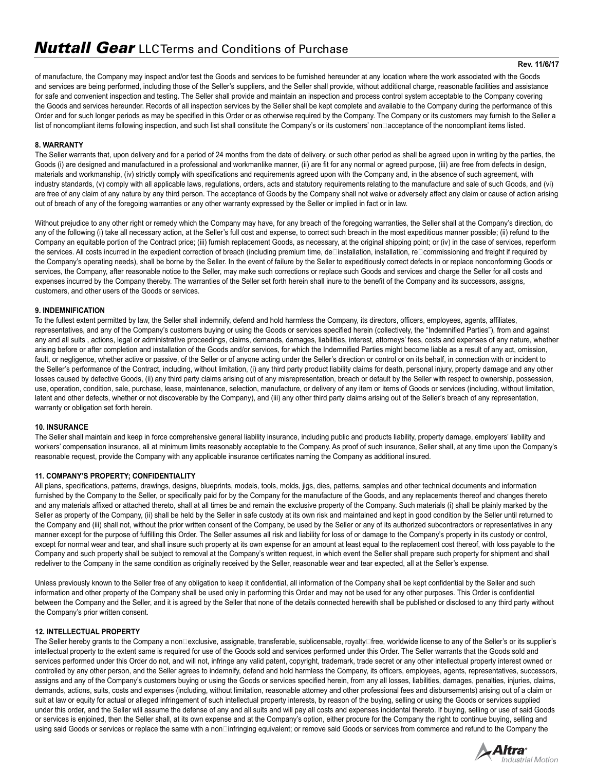of manufacture, the Company may inspect and/or test the Goods and services to be furnished hereunder at any location where the work associated with the Goods and services are being performed, including those of the Seller's suppliers, and the Seller shall provide, without additional charge, reasonable facilities and assistance for safe and convenient inspection and testing. The Seller shall provide and maintain an inspection and process control system acceptable to the Company covering the Goods and services hereunder. Records of all inspection services by the Seller shall be kept complete and available to the Company during the performance of this Order and for such longer periods as may be specified in this Order or as otherwise required by the Company. The Company or its customers may furnish to the Seller a list of noncompliant items following inspection, and such list shall constitute the Company's or its customers' non-acceptance of the noncompliant items listed.

**8. WARRANTY**

The Seller warrants that, upon delivery and for a period of 24 months from the date of delivery, or such other period as shall be agreed upon in writing by the parties, the Goods (i) are designed and manufactured in a professional and workmanlike manner, (ii) are fit for any normal or agreed purpose, (iii) are free from defects in design, materials and workmanship, (iv) strictly comply with specifications and requirements agreed upon with the Company and, in the absence of such agreement, with industry standards, (v) comply with all applicable laws, regulations, orders, acts and statutory requirements relating to the manufacture and sale of such Goods, and (vi) are free of any claim of any nature by any third person. The acceptance of Goods by the Company shall not waive or adversely affect any claim or cause of action arising out of breach of any of the foregoing warranties or any other warranty expressed by the Seller or implied in fact or in law.

Without prejudice to any other right or remedy which the Company may have, for any breach of the foregoing warranties, the Seller shall at the Company's direction, do any of the following (i) take all necessary action, at the Seller's full cost and expense, to correct such breach in the most expeditious manner possible; (ii) refund to the Company an equitable portion of the Contract price; (iii) furnish replacement Goods, as necessary, at the original shipping point; or (iv) in the case of services, reperform the services. All costs incurred in the expedient correction of breach (including premium time, de-installation, installation, re-commissioning and freight if required by the Company's operating needs), shall be borne by the Seller. In the event of failure by the Seller to expeditiously correct defects in or replace nonconforming Goods or services, the Company, after reasonable notice to the Seller, may make such corrections or replace such Goods and services and charge the Seller for all costs and expenses incurred by the Company thereby. The warranties of the Seller set forth herein shall inure to the benefit of the Company and its successors, assigns, customers, and other users of the Goods or services.

**9. INDEMNIFICATION**

To the fullest extent permitted by law, the Seller shall indemnify, defend and hold harmless the Company, its directors, officers, employees, agents, affiliates, representatives, and any of the Company's customers buying or using the Goods or services specified herein (collectively, the "Indemnified Parties"), from and against any and all suits , actions, legal or administrative proceedings, claims, demands, damages, liabilities, interest, attorneys' fees, costs and expenses of any nature, whether arising before or after completion and installation of the Goods and/or services, for which the Indemnified Parties might become liable as a result of any act, omission, fault, or negligence, whether active or passive, of the Seller or of anyone acting under the Seller's direction or control or on its behalf, in connection with or incident to the Seller's performance of the Contract, including, without limitation, (i) any third party product liability claims for death, personal injury, property damage and any other losses caused by defective Goods, (ii) any third party claims arising out of any misrepresentation, breach or default by the Seller with respect to ownership, possession, use, operation, condition, sale, purchase, lease, maintenance, selection, manufacture, or delivery of any item or items of Goods or services (including, without limitation, latent and other defects, whether or not discoverable by the Company), and (iii) any other third party claims arising out of the Seller's breach of any representation, warranty or obligation set forth herein.

**10. INSURANCE**

The Seller shall maintain and keep in force comprehensive general liability insurance, including public and products liability, property damage, employers' liability and workers' compensation insurance, all at minimum limits reasonably acceptable to the Company. As proof of such insurance, Seller shall, at any time upon the Company's reasonable request, provide the Company with any applicable insurance certificates naming the Company as additional insured.

**11. COMPANY'S PROPERTY; CONFIDENTIALITY**

All plans, specifications, patterns, drawings, designs, blueprints, models, tools, molds, jigs, dies, patterns, samples and other technical documents and information furnished by the Company to the Seller, or specifically paid for by the Company for the manufacture of the Goods, and any replacements thereof and changes thereto and any materials affixed or attached thereto, shall at all times be and remain the exclusive property of the Company. Such materials (i) shall be plainly marked by the Seller as property of the Company, (ii) shall be held by the Seller in safe custody at its own risk and maintained and kept in good condition by the Seller until returned to the Company and (iii) shall not, without the prior written consent of the Company, be used by the Seller or any of its authorized subcontractors or representatives in any manner except for the purpose of fulfilling this Order. The Seller assumes all risk and liability for loss of or damage to the Company's property in its custody or control, except for normal wear and tear, and shall insure such property at its own expense for an amount at least equal to the replacement cost thereof, with loss payable to the Company and such property shall be subject to removal at the Company's written request, in which event the Seller shall prepare such property for shipment and shall redeliver to the Company in the same condition as originally received by the Seller, reasonable wear and tear expected, all at the Seller's expense.

Unless previously known to the Seller free of any obligation to keep it confidential, all information of the Company shall be kept confidential by the Seller and such information and other property of the Company shall be used only in performing this Order and may not be used for any other purposes. This Order is confidential between the Company and the Seller, and it is agreed by the Seller that none of the details connected herewith shall be published or disclosed to any third party without the Company's prior written consent.

**12. INTELLECTUAL PROPERTY**

The Seller hereby grants to the Company a non-exclusive, assignable, transferable, sublicensable, royalty-free, worldwide license to any of the Seller's or its supplier's intellectual property to the extent same is required for use of the Goods sold and services performed under this Order. The Seller warrants that the Goods sold and services performed under this Order do not, and will not, infringe any valid patent, copyright, trademark, trade secret or any other intellectual property interest owned or controlled by any other person, and the Seller agrees to indemnify, defend and hold harmless the Company, its officers, employees, agents, representatives, successors, assigns and any of the Company's customers buying or using the Goods or services specified herein, from any all losses, liabilities, damages, penalties, injuries, claims, demands, actions, suits, costs and expenses (including, without limitation, reasonable attorney and other professional fees and disbursements) arising out of a claim or suit at law or equity for actual or alleged infringement of such intellectual property interests, by reason of the buying, selling or using the Goods or services supplied under this order, and the Seller will assume the defense of any and all suits and will pay all costs and expenses incidental thereto. If buying, selling or use of said Goods or services is enjoined, then the Seller shall, at its own expense and at the Company's option, either procure for the Company the right to continue buying, selling and using said Goods or services or replace the same with a non-infringing equivalent; or remove said Goods or services from commerce and refund to the Company the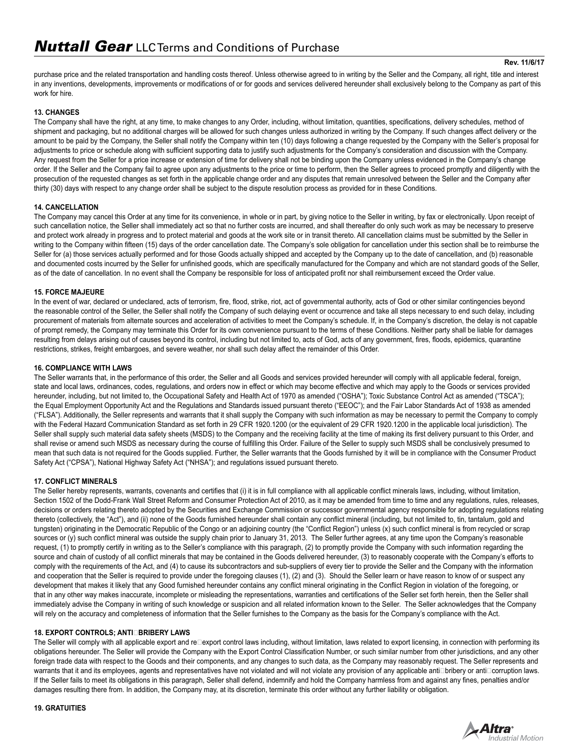purchase price and the related transportation and handling costs thereof. Unless otherwise agreed to in writing by the Seller and the Company, all right, title and interest in any inventions, developments, improvements or modifications of or for goods and services delivered hereunder shall exclusively belong to the Company as part of this work for hire.

**13. CHANGES**

The Company shall have the right, at any time, to make changes to any Order, including, without limitation, quantities, specifications, delivery schedules, method of shipment and packaging, but no additional charges will be allowed for such changes unless authorized in writing by the Company. If such changes affect delivery or the amount to be paid by the Company, the Seller shall notify the Company within ten (10) days following a change requested by the Company with the Seller's proposal for adjustments to price or schedule along with sufficient supporting data to justify such adjustments for the Company's consideration and discussion with the Company. Any request from the Seller for a price increase or extension of time for delivery shall not be binding upon the Company unless evidenced in the Company's change order. If the Seller and the Company fail to agree upon any adjustments to the price or time to perform, then the Seller agrees to proceed promptly and diligently with the prosecution of the requested changes as set forth in the applicable change order and any disputes that remain unresolved between the Seller and the Company after thirty (30) days with respect to any change order shall be subject to the dispute resolution process as provided for in these Conditions.

**14. CANCELLATION**

The Company may cancel this Order at any time for its convenience, in whole or in part, by giving notice to the Seller in writing, by fax or electronically. Upon receipt of such cancellation notice, the Seller shall immediately act so that no further costs are incurred, and shall thereafter do only such work as may be necessary to preserve and protect work already in progress and to protect material and goods at the work site or in transit thereto. All cancellation claims must be submitted by the Seller in writing to the Company within fifteen (15) days of the order cancellation date. The Company's sole obligation for cancellation under this section shall be to reimburse the Seller for (a) those services actually performed and for those Goods actually shipped and accepted by the Company up to the date of cancellation, and (b) reasonable and documented costs incurred by the Seller for unfinished goods, which are specifically manufactured for the Company and which are not standard goods of the Seller, as of the date of cancellation. In no event shall the Company be responsible for loss of anticipated profit nor shall reimbursement exceed the Order value.

**15. FORCE MAJEURE**

In the event of war, declared or undeclared, acts of terrorism, fire, flood, strike, riot, act of governmental authority, acts of God or other similar contingencies beyond the reasonable control of the Seller, the Seller shall notify the Company of such delaying event or occurrence and take all steps necessary to end such delay, including procurement of materials from alternate sources and acceleration of activities to meet the Company's schedule. If, in the Company's discretion, the delay is not capable of prompt remedy, the Company may terminate this Order for its own convenience pursuant to the terms of these Conditions. Neither party shall be liable for damages resulting from delays arising out of causes beyond its control, including but not limited to, acts of God, acts of any government, fires, floods, epidemics, quarantine restrictions, strikes, freight embargoes, and severe weather, nor shall such delay affect the remainder of this Order.

**16. COMPLIANCE WITH LAWS**

The Seller warrants that, in the performance of this order, the Seller and all Goods and services provided hereunder will comply with all applicable federal, foreign, state and local laws, ordinances, codes, regulations, and orders now in effect or which may become effective and which may apply to the Goods or services provided hereunder, including, but not limited to, the Occupational Safety and Health Act of 1970 as amended ("OSHA"); Toxic Substance Control Act as amended ("TSCA"); the Equal Employment Opportunity Act and the Regulations and Standards issued pursuant thereto ("EEOC"); and the Fair Labor Standards Act of 1938 as amended ("FLSA"). Additionally, the Seller represents and warrants that it shall supply the Company with such information as may be necessary to permit the Company to comply with the Federal Hazard Communication Standard as set forth in 29 CFR 1920.1200 (or the equivalent of 29 CFR 1920.1200 in the applicable local jurisdiction). The Seller shall supply such material data safety sheets (MSDS) to the Company and the receiving facility at the time of making its first delivery pursuant to this Order, and shall revise or amend such MSDS as necessary during the course of fulfilling this Order. Failure of the Seller to supply such MSDS shall be conclusively presumed to mean that such data is not required for the Goods supplied. Further, the Seller warrants that the Goods furnished by it will be in compliance with the Consumer Product Safety Act ("CPSA"), National Highway Safety Act ("NHSA"); and regulations issued pursuant thereto.

**17. CONFLICT MINERALS**

The Seller hereby represents, warrants, covenants and certifies that (i) it is in full compliance with all applicable conflict minerals laws, including, without limitation, Section 1502 of the Dodd-Frank Wall Street Reform and Consumer Protection Act of 2010, as it may be amended from time to time and any regulations, rules, releases, decisions or orders relating thereto adopted by the Securities and Exchange Commission or successor governmental agency responsible for adopting regulations relating thereto (collectively, the "Act"), and (ii) none of the Goods furnished hereunder shall contain any conflict mineral (including, but not limited to, tin, tantalum, gold and tungsten) originating in the Democratic Republic of the Congo or an adjoining country (the "Conflict Region") unless (x) such conflict mineral is from recycled or scrap sources or (y) such conflict mineral was outside the supply chain prior to January 31, 2013. The Seller further agrees, at any time upon the Company's reasonable request, (1) to promptly certify in writing as to the Seller's compliance with this paragraph, (2) to promptly provide the Company with such information regarding the source and chain of custody of all conflict minerals that may be contained in the Goods delivered hereunder, (3) to reasonably cooperate with the Company's efforts to comply with the requirements of the Act, and (4) to cause its subcontractors and sub-suppliers of every tier to provide the Seller and the Company with the information and cooperation that the Seller is required to provide under the foregoing clauses (1), (2) and (3). Should the Seller learn or have reason to know of or suspect any development that makes it likely that any Good furnished hereunder contains any conflict mineral originating in the Conflict Region in violation of the foregoing, or that in any other way makes inaccurate, incomplete or misleading the representations, warranties and certifications of the Seller set forth herein, then the Seller shall immediately advise the Company in writing of such knowledge or suspicion and all related information known to the Seller. The Seller acknowledges that the Company will rely on the accuracy and completeness of information that the Seller furnishes to the Company as the basis for the Company's compliance with the Act.

**18. EXPORT CONTROLS; ANTI-BRIBERY LAWS**

The Seller will comply with all applicable export and re-export control laws including, without limitation, laws related to export licensing, in connection with performing its obligations hereunder. The Seller will provide the Company with the Export Control Classification Number, or such similar number from other jurisdictions, and any other foreign trade data with respect to the Goods and their components, and any changes to such data, as the Company may reasonably request. The Seller represents and warrants that it and its employees, agents and representatives have not violated and will not violate any provision of any applicable anti-bribery or anti-corruption laws. If the Seller fails to meet its obligations in this paragraph, Seller shall defend, indemnify and hold the Company harmless from and against any fines, penalties and/or damages resulting there from. In addition, the Company may, at its discretion, terminate this order without any further liability or obligation.

**19. GRATUITIES**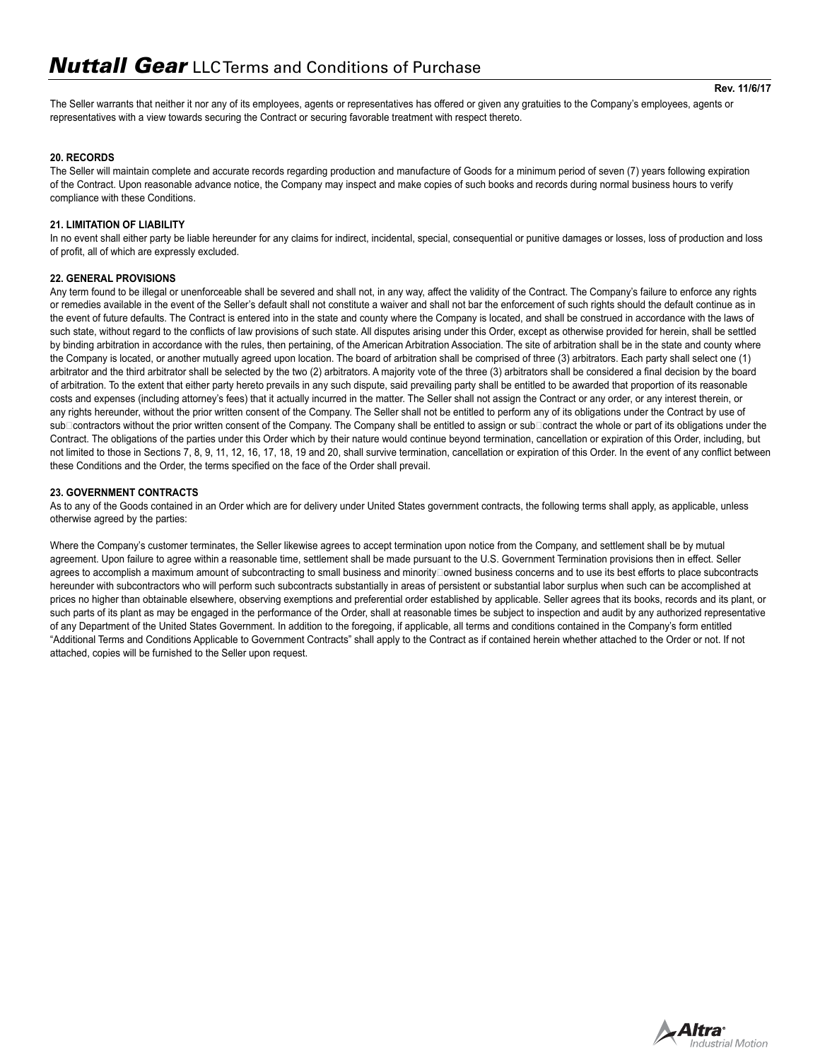The Seller warrants that neither it nor any of its employees, agents or representatives has offered or given any gratuities to the Company's employees, agents or representatives with a view towards securing the Contract or securing favorable treatment with respect thereto.

**20. RECORDS**

The Seller will maintain complete and accurate records regarding production and manufacture of Goods for a minimum period of seven (7) years following expiration of the Contract. Upon reasonable advance notice, the Company may inspect and make copies of such books and records during normal business hours to verify compliance with these Conditions.

**21. LIMITATION OF LIABILITY**

In no event shall either party be liable hereunder for any claims for indirect, incidental, special, consequential or punitive damages or losses, loss of production and loss of profit, all of which are expressly excluded.

**22. GENERAL PROVISIONS**

Any term found to be illegal or unenforceable shall be severed and shall not, in any way, affect the validity of the Contract. The Company's failure to enforce any rights or remedies available in the event of the Seller's default shall not constitute a waiver and shall not bar the enforcement of such rights should the default continue as in the event of future defaults. The Contract is entered into in the state and county where the Company is located, and shall be construed in accordance with the laws of such state, without regard to the conflicts of law provisions of such state. All disputes arising under this Order, except as otherwise provided for herein, shall be settled by binding arbitration in accordance with the rules, then pertaining, of the American Arbitration Association. The site of arbitration shall be in the state and county where the Company is located, or another mutually agreed upon location. The board of arbitration shall be comprised of three (3) arbitrators. Each party shall select one (1) arbitrator and the third arbitrator shall be selected by the two (2) arbitrators. A majority vote of the three (3) arbitrators shall be considered a final decision by the board of arbitration. To the extent that either party hereto prevails in any such dispute, said prevailing party shall be entitled to be awarded that proportion of its reasonable costs and expenses (including attorney's fees) that it actually incurred in the matter. The Seller shall not assign the Contract or any order, or any interest therein, or any rights hereunder, without the prior written consent of the Company. The Seller shall not be entitled to perform any of its obligations under the Contract by use of sub-contractors without the prior written consent of the Company. The Company shall be entitled to assign or sub-contract the whole or part of its obligations under the Contract. The obligations of the parties under this Order which by their nature would continue beyond termination, cancellation or expiration of this Order, including, but not limited to those in Sections 7, 8, 9, 11, 12, 16, 17, 18, 19 and 20, shall survive termination, cancellation or expiration of this Order. In the event of any conflict between these Conditions and the Order, the terms specified on the face of the Order shall prevail.

**23. GOVERNMENT CONTRACTS**

As to any of the Goods contained in an Order which are for delivery under United States government contracts, the following terms shall apply, as applicable, unless otherwise agreed by the parties:

Where the Company's customer terminates, the Seller likewise agrees to accept termination upon notice from the Company, and settlement shall be by mutual agreement. Upon failure to agree within a reasonable time, settlement shall be made pursuant to the U.S. Government Termination provisions then in effect. Seller agrees to accomplish a maximum amount of subcontracting to small business and minority-owned business concerns and to use its best efforts to place subcontracts hereunder with subcontractors who will perform such subcontracts substantially in areas of persistent or substantial labor surplus when such can be accomplished at prices no higher than obtainable elsewhere, observing exemptions and preferential order established by applicable. Seller agrees that its books, records and its plant, or such parts of its plant as may be engaged in the performance of the Order, shall at reasonable times be subject to inspection and audit by any authorized representative of any Department of the United States Government. In addition to the foregoing, if applicable, all terms and conditions contained in the Company's form entitled "Additional Terms and Conditions Applicable to Government Contracts" shall apply to the Contract as if contained herein whether attached to the Order or not. If not attached, copies will be furnished to the Seller upon request.